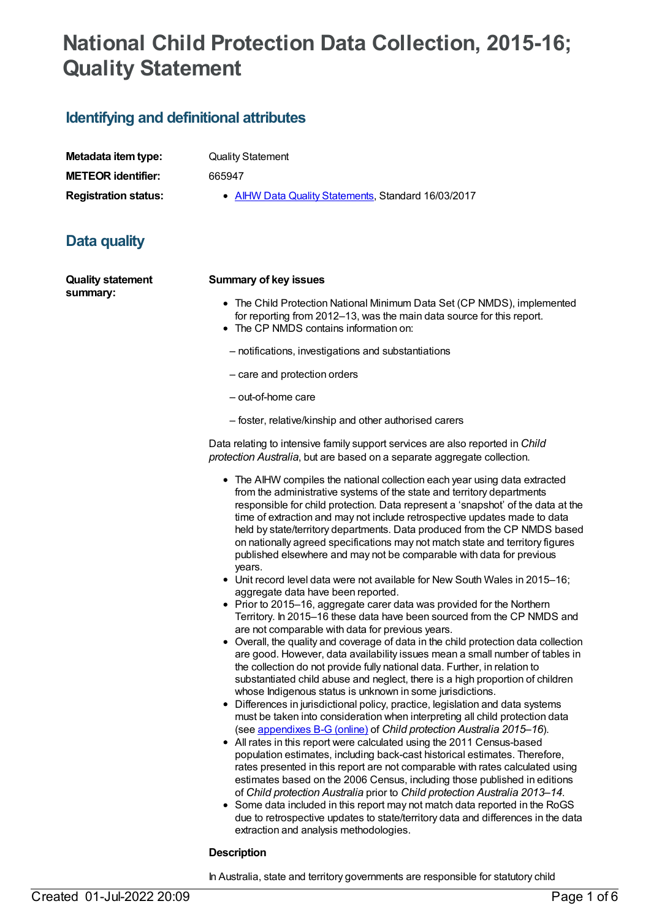# National Child Protection Data Collection, 2015-16; Quality Statement

## Identifying and definitional attributes

**Metadata item type:** Quality Statement

**METEOR identifier:** 665947

**Registration status:**

- [AIHW Data Quality Statements](), Standard 16/03/2017

## Data quality

**Quality statement summary:**

**Summary of key issues**

- The Child Protection National Minimum Data Set (CP NMDS), implemented for reporting from 2012–13, was the main data source for this report.
- The CP NMDS contains information on:

– notifications, investigations and substantiations

– care and protection orders

– out-of-home care

– foster, relative/kinship and other authorised carers

Data relating to intensive family support services are also reported in *Child protection Australia*, but are based on a separate aggregate collection.

- The AIHW compiles the national collection each year using data extracted from the administrative systems of the state and territory departments responsible for child protection. Data represent a 'snapshot' of the data at the time of extraction and may not include retrospective updates made to data held by state/territory departments. Data produced from the CP NMDS based on nationally agreed specifications may not match state and territory figures published elsewhere and may not be comparable with data for previous years.
- Unit record level data were not available for New South Wales in 2015–16; aggregate data have been reported.
- Prior to 2015–16, aggregate carer data was provided for the Northern Territory. In 2015–16 these data have been sourced from the CP NMDS and are not comparable with data for previous years.
- Overall, the quality and coverage of data in the child protection data collection are good. However, data availability issues mean a small number of tables in the collection do not provide fully national data. Further, in relation to substantiated child abuse and neglect, there is a high proportion of children whose Indigenous status is unknown in some jurisdictions.
- Differences in jurisdictional policy, practice, legislation and data systems must be taken into consideration when interpreting all child protection data (see [appendixes B-G (online)]() of *Child protection Australia 2015–16*).
- All rates in this report were calculated using the 2011 Census-based population estimates, including back-cast historical estimates. Therefore, rates presented in this report are not comparable with rates calculated using estimates based on the 2006 Census, including those published in editions of *Child protection Australia* prior to *Child protection Australia 2013–14*.
- Some data included in this report may not match data reported in the RoGS due to retrospective updates to state/territory data and differences in the data extraction and analysis methodologies.

**Description**

In Australia, state and territory governments are responsible for statutory child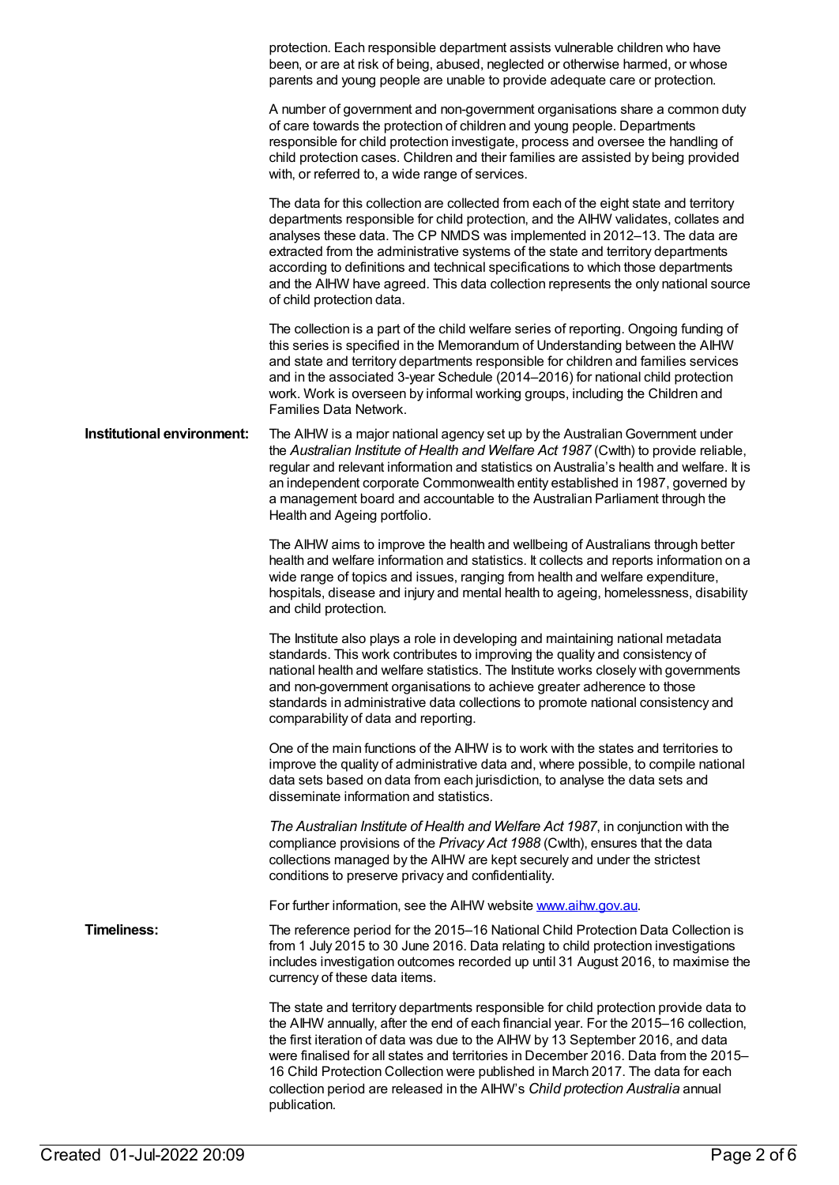protection. Each responsible department assists vulnerable children who have been, or are at risk of being, abused, neglected or otherwise harmed, or whose parents and young people are unable to provide adequate care or protection.

A number of government and non-government organisations share a common duty of care towards the protection of children and young people. Departments responsible for child protection investigate, process and oversee the handling of child protection cases. Children and their families are assisted by being provided with, or referred to, a wide range of services.

The data for this collection are collected from each of the eight state and territory departments responsible for child protection, and the AIHW validates, collates and analyses these data. The CP NMDS was implemented in 2012–13. The data are extracted from the administrative systems of the state and territory departments according to definitions and technical specifications to which those departments and the AIHW have agreed. This data collection represents the only national source of child protection data.

The collection is a part of the child welfare series of reporting. Ongoing funding of this series is specified in the Memorandum of Understanding between the AIHW and state and territory departments responsible for children and families services and in the associated 3-year Schedule (2014–2016) for national child protection work. Work is overseen by informal working groups, including the Children and Families Data Network.

**Institutional environment:**

The AIHW is a major national agency set up by the Australian Government under the *Australian Institute of Health and Welfare Act 1987* (Cwlth) to provide reliable, regular and relevant information and statistics on Australia's health and welfare. It is an independent corporate Commonwealth entity established in 1987, governed by a management board and accountable to the Australian Parliament through the Health and Ageing portfolio.

The AIHW aims to improve the health and wellbeing of Australians through better health and welfare information and statistics. It collects and reports information on a wide range of topics and issues, ranging from health and welfare expenditure, hospitals, disease and injury and mental health to ageing, homelessness, disability and child protection.

The Institute also plays a role in developing and maintaining national metadata standards. This work contributes to improving the quality and consistency of national health and welfare statistics. The Institute works closely with governments and non-government organisations to achieve greater adherence to those standards in administrative data collections to promote national consistency and comparability of data and reporting.

One of the main functions of the AIHW is to work with the states and territories to improve the quality of administrative data and, where possible, to compile national data sets based on data from each jurisdiction, to analyse the data sets and disseminate information and statistics.

*The Australian Institute of Health and Welfare Act 1987*, in conjunction with the compliance provisions of the *Privacy Act 1988* (Cwlth), ensures that the data collections managed by the AIHW are kept securely and under the strictest conditions to preserve privacy and confidentiality.

For further information, see the AIHW website [www.aihw.gov.au](http://www.aihw.gov.au).

**Timeliness:**

The reference period for the 2015–16 National Child Protection Data Collection is from 1 July 2015 to 30 June 2016. Data relating to child protection investigations includes investigation outcomes recorded up until 31 August 2016, to maximise the currency of these data items.

The state and territory departments responsible for child protection provide data to the AIHW annually, after the end of each financial year. For the 2015–16 collection, the first iteration of data was due to the AIHW by 13 September 2016, and data were finalised for all states and territories in December 2016. Data from the 2015–16 Child Protection Collection were published in March 2017. The data for each collection period are released in the AIHW's *Child protection Australia* annual publication.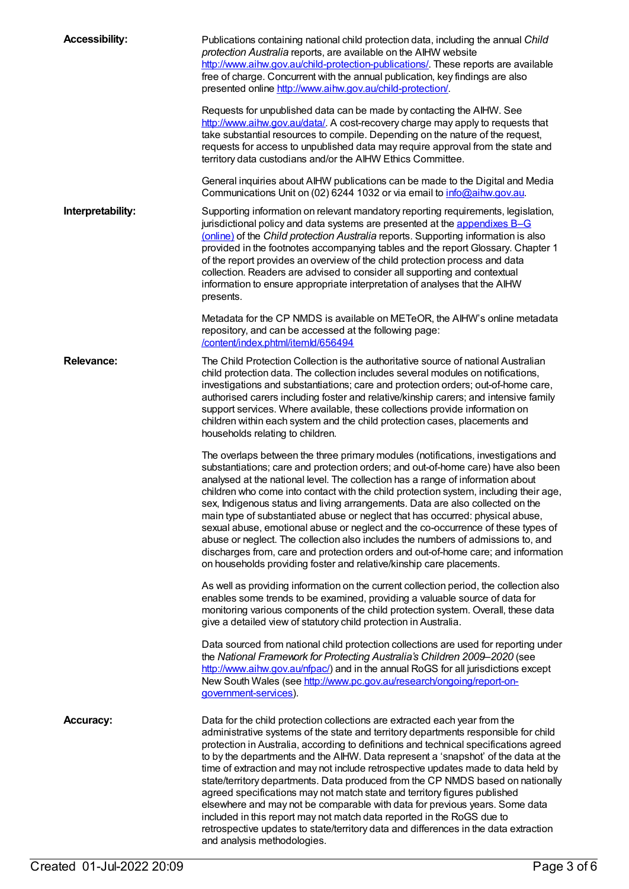**Accessibility:**

Publications containing national child protection data, including the annual *Child protection Australia* reports, are available on the AIHW website http://www.aihw.gov.au/child-protection-publications/. These reports are available free of charge. Concurrent with the annual publication, key findings are also presented online http://www.aihw.gov.au/child-protection/.

Requests for unpublished data can be made by contacting the AIHW. See http://www.aihw.gov.au/data/. A cost-recovery charge may apply to requests that take substantial resources to compile. Depending on the nature of the request, requests for access to unpublished data may require approval from the state and territory data custodians and/or the AIHW Ethics Committee.

General inquiries about AIHW publications can be made to the Digital and Media Communications Unit on (02) 6244 1032 or via email to info@aihw.gov.au.

**Interpretability:**

Supporting information on relevant mandatory reporting requirements, legislation, jurisdictional policy and data systems are presented at the appendixes B–G (online) of the *Child protection Australia* reports. Supporting information is also provided in the footnotes accompanying tables and the report Glossary. Chapter 1 of the report provides an overview of the child protection process and data collection. Readers are advised to consider all supporting and contextual information to ensure appropriate interpretation of analyses that the AIHW presents.

Metadata for the CP NMDS is available on METeOR, the AIHW's online metadata repository, and can be accessed at the following page: /content/index.phtml/itemId/656494

**Relevance:**

The Child Protection Collection is the authoritative source of national Australian child protection data. The collection includes several modules on notifications, investigations and substantiations; care and protection orders; out-of-home care, authorised carers including foster and relative/kinship carers; and intensive family support services. Where available, these collections provide information on children within each system and the child protection cases, placements and households relating to children.

The overlaps between the three primary modules (notifications, investigations and substantiations; care and protection orders; and out-of-home care) have also been analysed at the national level. The collection has a range of information about children who come into contact with the child protection system, including their age, sex, Indigenous status and living arrangements. Data are also collected on the main type of substantiated abuse or neglect that has occurred: physical abuse, sexual abuse, emotional abuse or neglect and the co-occurrence of these types of abuse or neglect. The collection also includes the numbers of admissions to, and discharges from, care and protection orders and out-of-home care; and information on households providing foster and relative/kinship care placements.

As well as providing information on the current collection period, the collection also enables some trends to be examined, providing a valuable source of data for monitoring various components of the child protection system. Overall, these data give a detailed view of statutory child protection in Australia.

Data sourced from national child protection collections are used for reporting under the *National Framework for Protecting Australia's Children 2009–2020* (see http://www.aihw.gov.au/nfpac/) and in the annual RoGS for all jurisdictions except New South Wales (see http://www.pc.gov.au/research/ongoing/report-on-government-services).

**Accuracy:**

Data for the child protection collections are extracted each year from the administrative systems of the state and territory departments responsible for child protection in Australia, according to definitions and technical specifications agreed to by the departments and the AIHW. Data represent a 'snapshot' of the data at the time of extraction and may not include retrospective updates made to data held by state/territory departments. Data produced from the CP NMDS based on nationally agreed specifications may not match state and territory figures published elsewhere and may not be comparable with data for previous years. Some data included in this report may not match data reported in the RoGS due to retrospective updates to state/territory data and differences in the data extraction and analysis methodologies.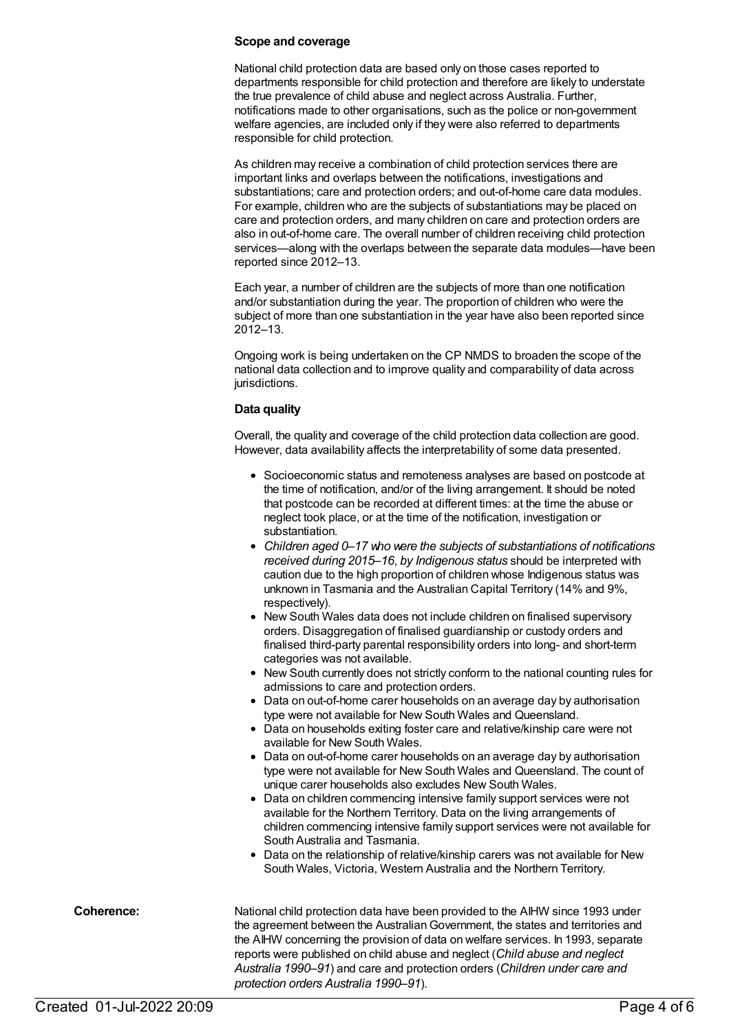**Scope and coverage**

National child protection data are based only on those cases reported to departments responsible for child protection and therefore are likely to understate the true prevalence of child abuse and neglect across Australia. Further, notifications made to other organisations, such as the police or non-government welfare agencies, are included only if they were also referred to departments responsible for child protection.

As children may receive a combination of child protection services there are important links and overlaps between the notifications, investigations and substantiations; care and protection orders; and out-of-home care data modules. For example, children who are the subjects of substantiations may be placed on care and protection orders, and many children on care and protection orders are also in out-of-home care. The overall number of children receiving child protection services—along with the overlaps between the separate data modules—have been reported since 2012–13.

Each year, a number of children are the subjects of more than one notification and/or substantiation during the year. The proportion of children who were the subject of more than one substantiation in the year have also been reported since 2012–13.

Ongoing work is being undertaken on the CP NMDS to broaden the scope of the national data collection and to improve quality and comparability of data across jurisdictions.

**Data quality**

Overall, the quality and coverage of the child protection data collection are good. However, data availability affects the interpretability of some data presented.

- Socioeconomic status and remoteness analyses are based on postcode at the time of notification, and/or of the living arrangement. It should be noted that postcode can be recorded at different times: at the time the abuse or neglect took place, or at the time of the notification, investigation or substantiation.
- *Children aged 0–17 who were the subjects of substantiations of notifications received during 2015–16, by Indigenous status* should be interpreted with caution due to the high proportion of children whose Indigenous status was unknown in Tasmania and the Australian Capital Territory (14% and 9%, respectively).
- New South Wales data does not include children on finalised supervisory orders. Disaggregation of finalised guardianship or custody orders and finalised third-party parental responsibility orders into long- and short-term categories was not available.
- New South currently does not strictly conform to the national counting rules for admissions to care and protection orders.
- Data on out-of-home carer households on an average day by authorisation type were not available for New South Wales and Queensland.
- Data on households exiting foster care and relative/kinship care were not available for New South Wales.
- Data on out-of-home carer households on an average day by authorisation type were not available for New South Wales and Queensland. The count of unique carer households also excludes New South Wales.
- Data on children commencing intensive family support services were not available for the Northern Territory. Data on the living arrangements of children commencing intensive family support services were not available for South Australia and Tasmania.
- Data on the relationship of relative/kinship carers was not available for New South Wales, Victoria, Western Australia and the Northern Territory.

**Coherence:**

National child protection data have been provided to the AIHW since 1993 under the agreement between the Australian Government, the states and territories and the AIHW concerning the provision of data on welfare services. In 1993, separate reports were published on child abuse and neglect (*Child abuse and neglect Australia 1990–91*) and care and protection orders (*Children under care and protection orders Australia 1990–91*).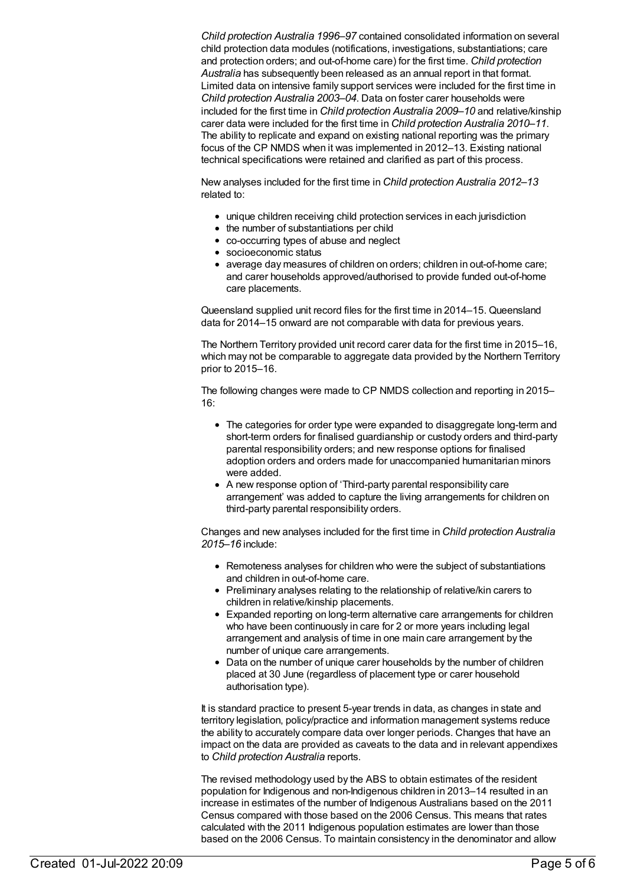*Child protection Australia 1996–97* contained consolidated information on several child protection data modules (notifications, investigations, substantiations; care and protection orders; and out-of-home care) for the first time. *Child protection Australia* has subsequently been released as an annual report in that format. Limited data on intensive family support services were included for the first time in *Child protection Australia 2003–04*. Data on foster carer households were included for the first time in *Child protection Australia 2009–10* and relative/kinship carer data were included for the first time in *Child protection Australia 2010–11*. The ability to replicate and expand on existing national reporting was the primary focus of the CP NMDS when it was implemented in 2012–13. Existing national technical specifications were retained and clarified as part of this process.

New analyses included for the first time in *Child protection Australia 2012–13* related to:

- unique children receiving child protection services in each jurisdiction
- the number of substantiations per child
- co-occurring types of abuse and neglect
- socioeconomic status
- average day measures of children on orders; children in out-of-home care; and carer households approved/authorised to provide funded out-of-home care placements.

Queensland supplied unit record files for the first time in 2014–15. Queensland data for 2014–15 onward are not comparable with data for previous years.

The Northern Territory provided unit record carer data for the first time in 2015–16, which may not be comparable to aggregate data provided by the Northern Territory prior to 2015–16.

The following changes were made to CP NMDS collection and reporting in 2015–16:

- The categories for order type were expanded to disaggregate long-term and short-term orders for finalised guardianship or custody orders and third-party parental responsibility orders; and new response options for finalised adoption orders and orders made for unaccompanied humanitarian minors were added.
- A new response option of 'Third-party parental responsibility care arrangement' was added to capture the living arrangements for children on third-party parental responsibility orders.

Changes and new analyses included for the first time in *Child protection Australia 2015–16* include:

- Remoteness analyses for children who were the subject of substantiations and children in out-of-home care.
- Preliminary analyses relating to the relationship of relative/kin carers to children in relative/kinship placements.
- Expanded reporting on long-term alternative care arrangements for children who have been continuously in care for 2 or more years including legal arrangement and analysis of time in one main care arrangement by the number of unique care arrangements.
- Data on the number of unique carer households by the number of children placed at 30 June (regardless of placement type or carer household authorisation type).

It is standard practice to present 5-year trends in data, as changes in state and territory legislation, policy/practice and information management systems reduce the ability to accurately compare data over longer periods. Changes that have an impact on the data are provided as caveats to the data and in relevant appendixes to *Child protection Australia* reports.

The revised methodology used by the ABS to obtain estimates of the resident population for Indigenous and non-Indigenous children in 2013–14 resulted in an increase in estimates of the number of Indigenous Australians based on the 2011 Census compared with those based on the 2006 Census. This means that rates calculated with the 2011 Indigenous population estimates are lower than those based on the 2006 Census. To maintain consistency in the denominator and allow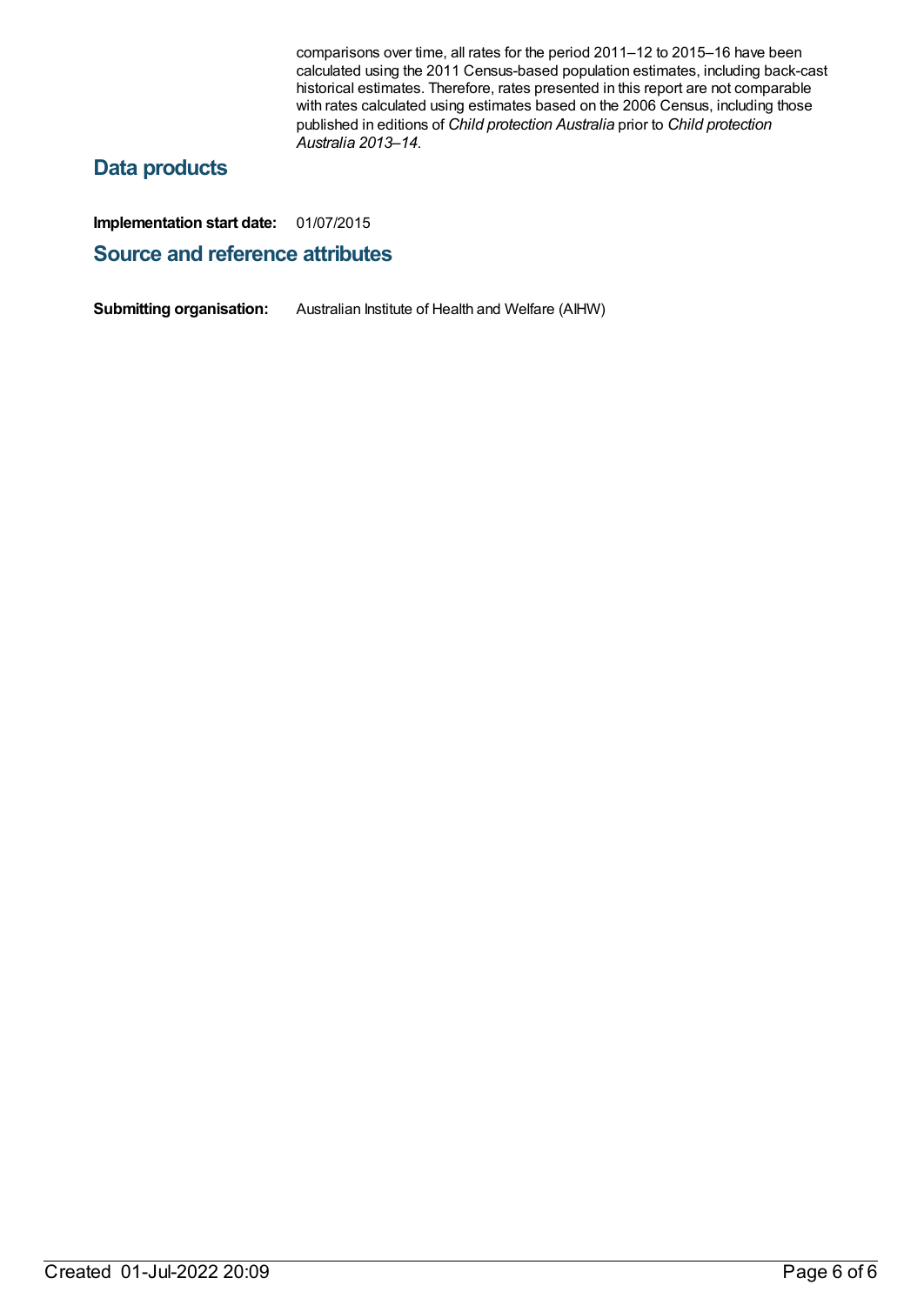comparisons over time, all rates for the period 2011–12 to 2015–16 have been calculated using the 2011 Census-based population estimates, including back-cast historical estimates. Therefore, rates presented in this report are not comparable with rates calculated using estimates based on the 2006 Census, including those published in editions of *Child protection Australia* prior to *Child protection Australia 2013–14*.

## Data products

**Implementation start date:** 01/07/2015

## Source and reference attributes

**Submitting organisation:** Australian Institute of Health and Welfare (AIHW)